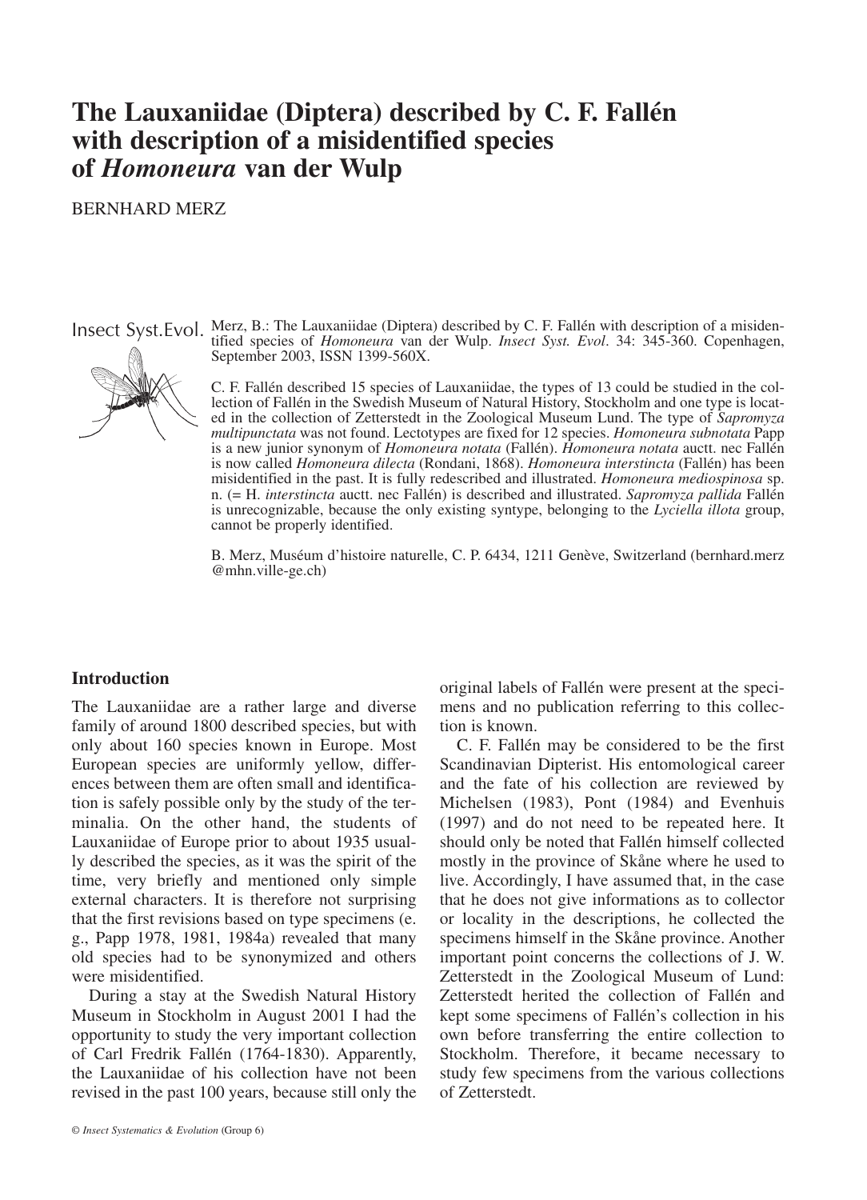# The Lauxaniidae (Diptera) described by C. F. Fallén with description of a misidentified species of *Homoneura* van der Wulp

BERNHARD MERZ

Insect Syst.Evol. Merz, B.: The Lauxaniidae (Diptera) described by C. F. Fallén with description of a misidentified species of *Homoneura* van der Wulp. *Insect Syst. Evol*. 34: 345-360. Copenhagen, September 2003, ISSN 1399-560X.

C. F. Fallén described 15 species of Lauxaniidae, the types of 13 could be studied in the collection of Fallén in the Swedish Museum of Natural History, Stockholm and one type is located in the collection of Zetterstedt in the Zoological Museum Lund. The type of *Sapromyza multipunctata* was not found. Lectotypes are fixed for 12 species. *Homoneura subnotata* Papp is a new junior synonym of *Homoneura notata* (Fallén). *Homoneura notata* auctt. nec Fallén is now called *Homoneura dilecta* (Rondani, 1868). *Homoneura interstincta* (Fallén) has been misidentified in the past. It is fully redescribed and illustrated. *Homoneura mediospinosa* sp. n. (= H. *interstincta* auctt. nec Fallén) is described and illustrated. *Sapromyza pallida* Fallén is unrecognizable, because the only existing syntype, belonging to the *Lyciella illota* group, cannot be properly identified.

B. Merz, Muséum d'histoire naturelle, C. P. 6434, 1211 Genève, Switzerland (bernhard.merz @mhn.ville-ge.ch)

## Introduction

The Lauxaniidae are a rather large and diverse family of around 1800 described species, but with only about 160 species known in Europe. Most European species are uniformly yellow, differences between them are often small and identification is safely possible only by the study of the terminalia. On the other hand, the students of Lauxaniidae of Europe prior to about 1935 usually described the species, as it was the spirit of the time, very briefly and mentioned only simple external characters. It is therefore not surprising that the first revisions based on type specimens (e. g., Papp 1978, 1981, 1984a) revealed that many old species had to be synonymized and others were misidentified.

During a stay at the Swedish Natural History Museum in Stockholm in August 2001 I had the opportunity to study the very important collection of Carl Fredrik Fallén (1764-1830). Apparently, the Lauxaniidae of his collection have not been revised in the past 100 years, because still only the original labels of Fallén were present at the specimens and no publication referring to this collection is known.

C. F. Fallén may be considered to be the first Scandinavian Dipterist. His entomological career and the fate of his collection are reviewed by Michelsen (1983), Pont (1984) and Evenhuis (1997) and do not need to be repeated here. It should only be noted that Fallén himself collected mostly in the province of Skåne where he used to live. Accordingly, I have assumed that, in the case that he does not give informations as to collector or locality in the descriptions, he collected the specimens himself in the Skåne province. Another important point concerns the collections of J. W. Zetterstedt in the Zoological Museum of Lund: Zetterstedt herited the collection of Fallén and kept some specimens of Fallén's collection in his own before transferring the entire collection to Stockholm. Therefore, it became necessary to study few specimens from the various collections of Zetterstedt.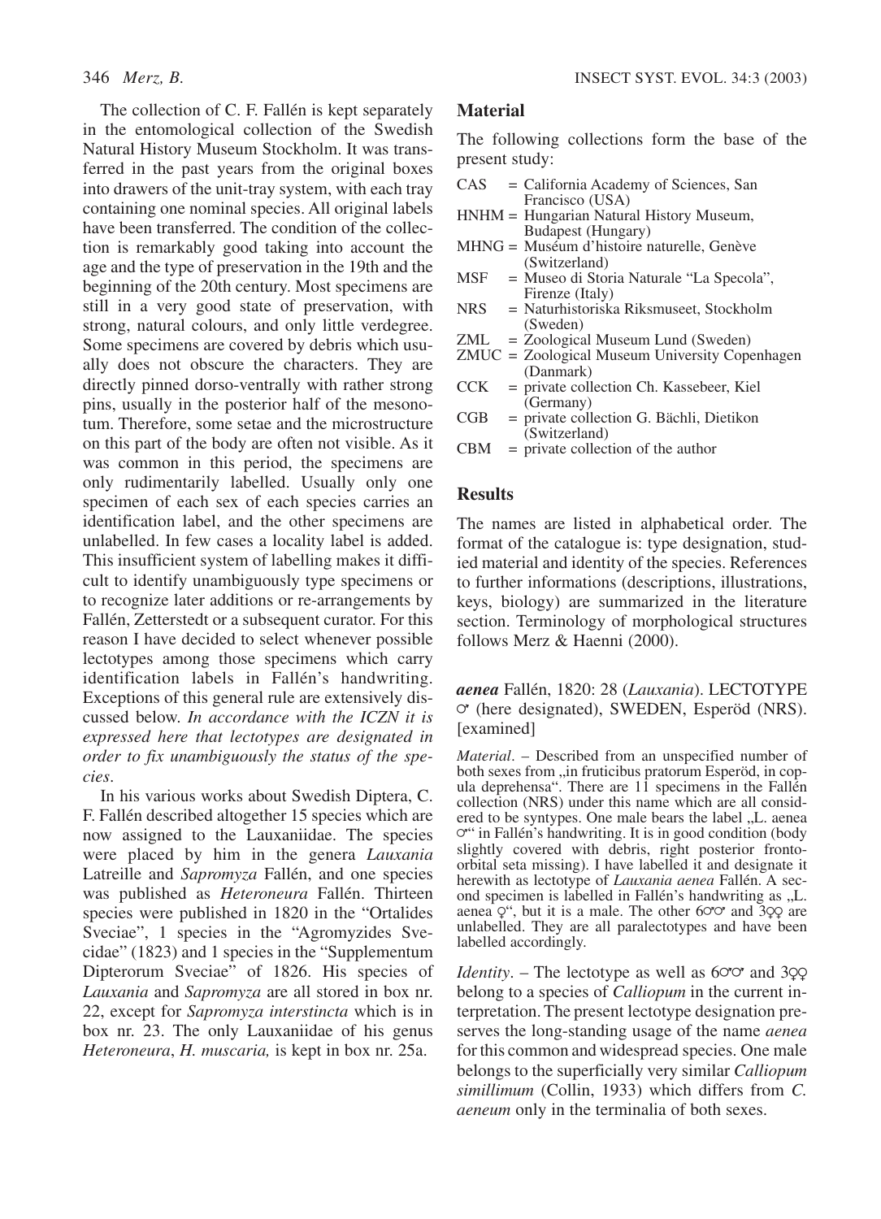The collection of C. F. Fallén is kept separately in the entomological collection of the Swedish Natural History Museum Stockholm. It was transferred in the past years from the original boxes into drawers of the unit-tray system, with each tray containing one nominal species. All original labels have been transferred. The condition of the collection is remarkably good taking into account the age and the type of preservation in the 19th and the beginning of the 20th century. Most specimens are still in a very good state of preservation, with strong, natural colours, and only little verdegree. Some specimens are covered by debris which usually does not obscure the characters. They are directly pinned dorso-ventrally with rather strong pins, usually in the posterior half of the mesonotum. Therefore, some setae and the microstructure on this part of the body are often not visible. As it was common in this period, the specimens are only rudimentarily labelled. Usually only one specimen of each sex of each species carries an identification label, and the other specimens are unlabelled. In few cases a locality label is added. This insufficient system of labelling makes it difficult to identify unambiguously type specimens or to recognize later additions or re-arrangements by Fallén, Zetterstedt or a subsequent curator. For this reason I have decided to select whenever possible lectotypes among those specimens which carry identification labels in Fallén's handwriting. Exceptions of this general rule are extensively discussed below. *In accordance with the ICZN it is expressed here that lectotypes are designated in order to fix unambiguously the status of the species.*

In his various works about Swedish Diptera, C. F. Fallén described altogether 15 species which are now assigned to the Lauxaniidae. The species were placed by him in the genera *Lauxania* Latreille and *Sapromyza* Fallén, and one species was published as *Heteroneura* Fallén. Thirteen species were published in 1820 in the "Ortalides Sveciae", 1 species in the "Agromyzides Svecidae" (1823) and 1 species in the "Supplementum Dipterorum Sveciae" of 1826. His species of *Lauxania* and *Sapromyza* are all stored in box nr. 22, except for *Sapromyza interstincta* which is in box nr. 23. The only Lauxaniidae of his genus *Heteroneura*, *H. muscaria,* is kept in box nr. 25a.

## Material

The following collections form the base of the present study:

- CAS = California Academy of Sciences, San Francisco (USA)
- HNHM = Hungarian Natural History Museum, Budapest (Hungary)
- MHNG = Muséum d'histoire naturelle, Genève (Switzerland)
- MSF = Museo di Storia Naturale "La Specola", Firenze (Italy)
- NRS = Naturhistoriska Riksmuseet, Stockholm (Sweden)
- ZML = Zoological Museum Lund (Sweden)
- ZMUC = Zoological Museum University Copenhagen (Danmark)
- CCK = private collection Ch. Kassebeer, Kiel (Germany)
- CGB = private collection G. Bächli, Dietikon (Switzerland)
- CBM = private collection of the author

## Results

The names are listed in alphabetical order. The format of the catalogue is: type designation, studied material and identity of the species. References to further informations (descriptions, illustrations, keys, biology) are summarized in the literature section. Terminology of morphological structures follows Merz & Haenni (2000).

***aenea*** Fallén, 1820: 28 (*Lauxania*). LECTOTYPE ♂ (here designated), SWEDEN, Esperöd (NRS). [examined]

*Material*. – Described from an unspecified number of both sexes from „in fruticibus pratorum Esperöd, in copula deprehensa". There are 11 specimens in the Fallén collection (NRS) under this name which are all considered to be syntypes. One male bears the label „L. aenea ♂" in Fallén's handwriting. It is in good condition (body slightly covered with debris, right posterior frontoorbital seta missing). I have labelled it and designate it herewith as lectotype of *Lauxania aenea* Fallén. A second specimen is labelled in Fallén's handwriting as „L. aenea ♀", but it is a male. The other 6♂♂ and 3♀♀ are unlabelled. They are all paralectotypes and have been labelled accordingly.

*Identity*. – The lectotype as well as 6♂♂ and 3♀♀ belong to a species of *Calliopum* in the current interpretation. The present lectotype designation preserves the long-standing usage of the name *aenea* for this common and widespread species. One male belongs to the superficially very similar *Calliopum simillimum* (Collin, 1933) which differs from *C. aeneum* only in the terminalia of both sexes.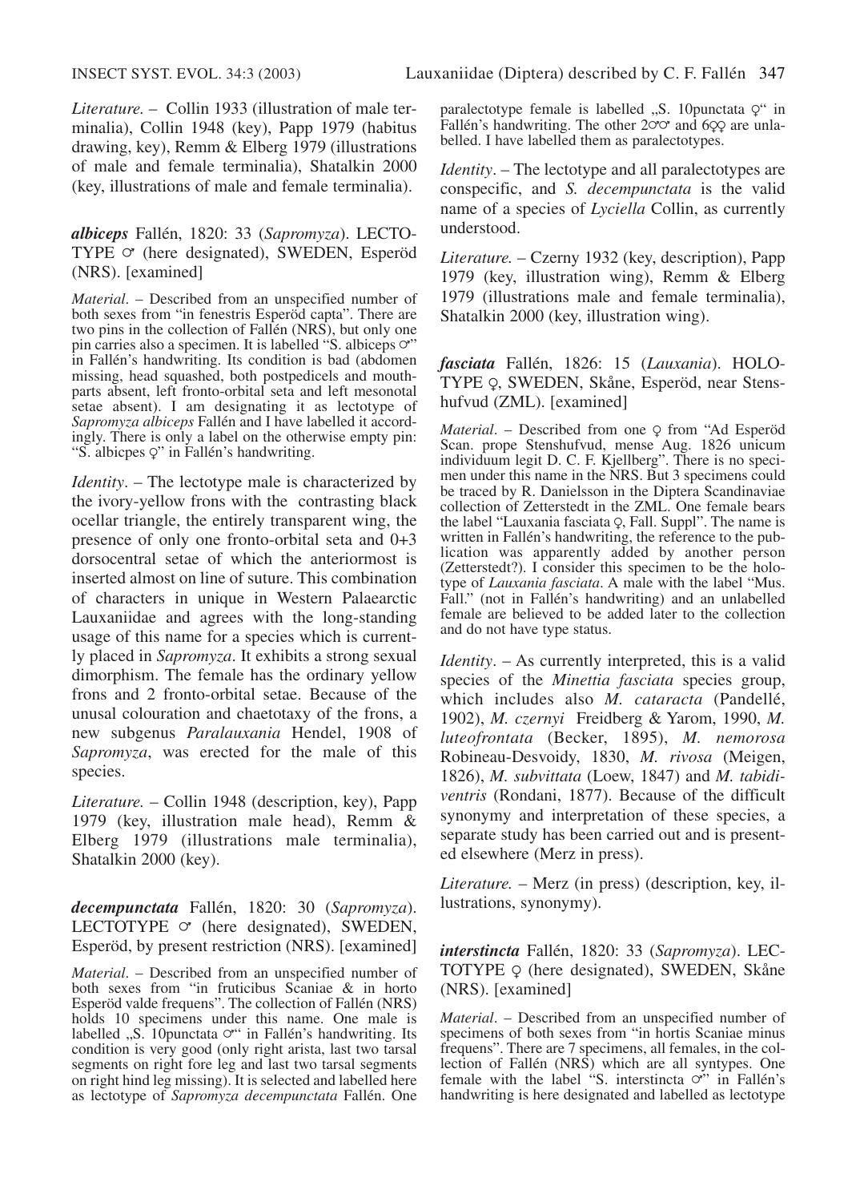*Literature.* – Collin 1933 (illustration of male terminalia), Collin 1948 (key), Papp 1979 (habitus drawing, key), Remm & Elberg 1979 (illustrations of male and female terminalia), Shatalkin 2000 (key, illustrations of male and female terminalia).

***albiceps*** **Fallén, 1820: 33 (*Sapromyza*).** LECTOTYPE ♂ (here designated), SWEDEN, Esperöd (NRS). [examined]

*Material*. – Described from an unspecified number of both sexes from "in fenestris Esperöd capta". There are two pins in the collection of Fallén (NRS), but only one pin carries also a specimen. It is labelled "S. albiceps ♂" in Fallén's handwriting. Its condition is bad (abdomen missing, head squashed, both postpedicels and mouthparts absent, left fronto-orbital seta and left mesonotal setae absent). I am designating it as lectotype of *Sapromyza albiceps* Fallén and I have labelled it accordingly. There is only a label on the otherwise empty pin: "S. albicpes ♀" in Fallén's handwriting.

*Identity*. – The lectotype male is characterized by the ivory-yellow frons with the contrasting black ocellar triangle, the entirely transparent wing, the presence of only one fronto-orbital seta and 0+3 dorsocentral setae of which the anteriormost is inserted almost on line of suture. This combination of characters in unique in Western Palaearctic Lauxaniidae and agrees with the long-standing usage of this name for a species which is currently placed in *Sapromyza*. It exhibits a strong sexual dimorphism. The female has the ordinary yellow frons and 2 fronto-orbital setae. Because of the unusal colouration and chaetotaxy of the frons, a new subgenus *Paralauxania* Hendel, 1908 of *Sapromyza*, was erected for the male of this species.

*Literature.* – Collin 1948 (description, key), Papp 1979 (key, illustration male head), Remm & Elberg 1979 (illustrations male terminalia), Shatalkin 2000 (key).

***decempunctata*** **Fallén, 1820: 30 (*Sapromyza*).** LECTOTYPE ♂ (here designated), SWEDEN, Esperöd, by present restriction (NRS). [examined]

*Material*. – Described from an unspecified number of both sexes from "in fruticibus Scaniae & in horto Esperöd valde frequens". The collection of Fallén (NRS) holds 10 specimens under this name. One male is labelled „S. 10punctata ♂" in Fallén's handwriting. Its condition is very good (only right arista, last two tarsal segments on right fore leg and last two tarsal segments on right hind leg missing). It is selected and labelled here as lectotype of *Sapromyza decempunctata* Fallén. One paralectotype female is labelled „S. 10punctata ♀" in Fallén's handwriting. The other 2♂♂ and 6♀♀ are unlabelled. I have labelled them as paralectotypes.

*Identity*. – The lectotype and all paralectotypes are conspecific, and *S. decempunctata* is the valid name of a species of *Lyciella* Collin, as currently understood.

*Literature.* – Czerny 1932 (key, description), Papp 1979 (key, illustration wing), Remm & Elberg 1979 (illustrations male and female terminalia), Shatalkin 2000 (key, illustration wing).

***fasciata*** **Fallén, 1826: 15 (*Lauxania*).** HOLOTYPE ♀, SWEDEN, Skåne, Esperöd, near Stenshufvud (ZML). [examined]

*Material*. – Described from one ♀ from "Ad Esperöd Scan. prope Stenshufvud, mense Aug. 1826 unicum individuum legit D. C. F. Kjellberg". There is no specimen under this name in the NRS. But 3 specimens could be traced by R. Danielsson in the Diptera Scandinaviae collection of Zetterstedt in the ZML. One female bears the label "Lauxania fasciata ♀, Fall. Suppl". The name is written in Fallén's handwriting, the reference to the publication was apparently added by another person (Zetterstedt?). I consider this specimen to be the holotype of *Lauxania fasciata*. A male with the label "Mus. Fall." (not in Fallén's handwriting) and an unlabelled female are believed to be added later to the collection and do not have type status.

*Identity*. – As currently interpreted, this is a valid species of the *Minettia fasciata* species group, which includes also *M. cataracta* (Pandellé, 1902), *M. czernyi* Freidberg & Yarom, 1990, *M. luteofrontata* (Becker, 1895), *M. nemorosa* Robineau-Desvoidy, 1830, *M. rivosa* (Meigen, 1826), *M. subvittata* (Loew, 1847) and *M. tabidiventris* (Rondani, 1877). Because of the difficult synonymy and interpretation of these species, a separate study has been carried out and is presented elsewhere (Merz in press).

*Literature.* – Merz (in press) (description, key, illustrations, synonymy).

***interstincta*** **Fallén, 1820: 33 (*Sapromyza*).** LECTOTYPE ♀ (here designated), SWEDEN, Skåne (NRS). [examined]

*Material*. – Described from an unspecified number of specimens of both sexes from "in hortis Scaniae minus frequens". There are 7 specimens, all females, in the collection of Fallén (NRS) which are all syntypes. One female with the label "S. interstincta ♂" in Fallén's handwriting is here designated and labelled as lectotype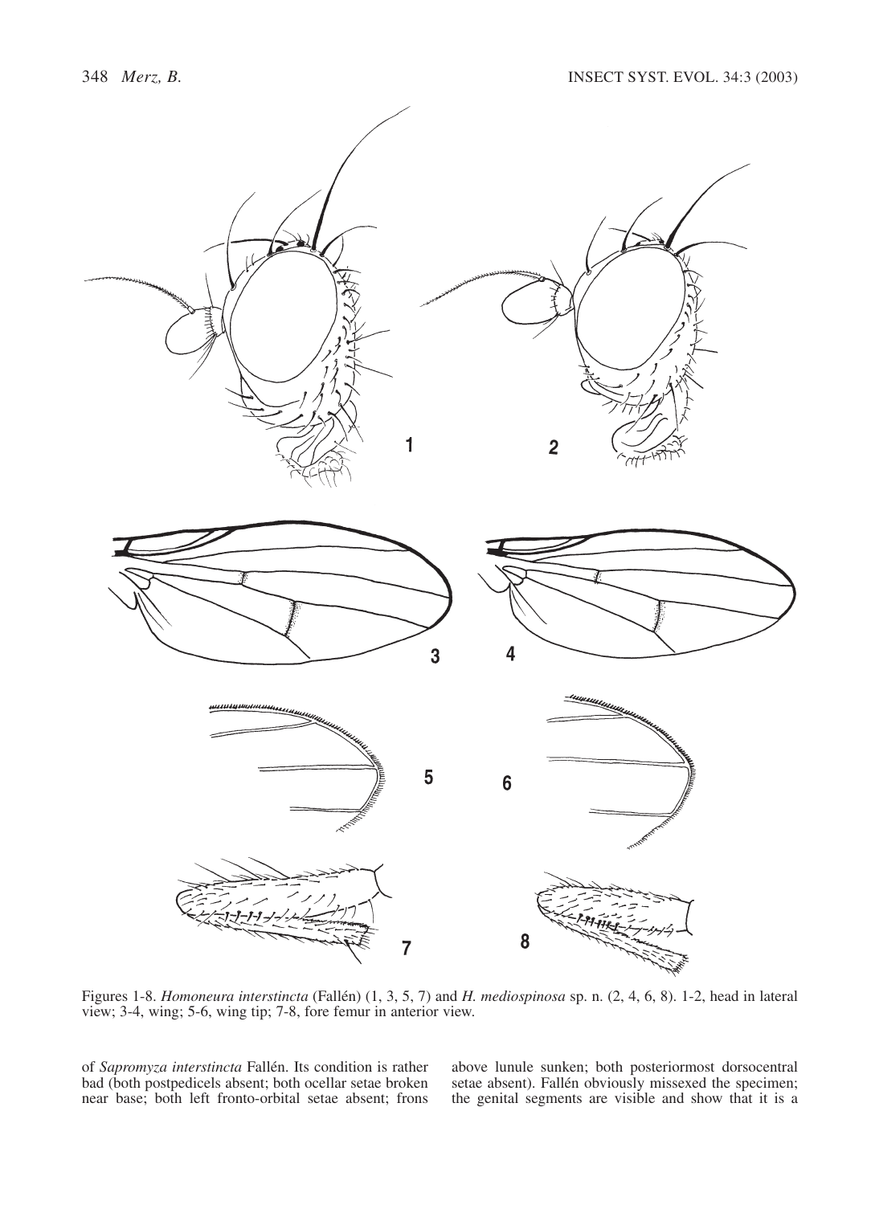Figures 1-8. *Homoneura interstincta* (Fallén) (1, 3, 5, 7) and *H. mediospinosa* sp. n. (2, 4, 6, 8). 1-2, head in lateral view; 3-4, wing; 5-6, wing tip; 7-8, fore femur in anterior view.

of *Sapromyza interstincta* Fallén. Its condition is rather bad (both postpedicels absent; both ocellar setae broken near base; both left fronto-orbital setae absent; frons above lunule sunken; both posteriormost dorsocentral setae absent). Fallén obviously missexed the specimen; the genital segments are visible and show that it is a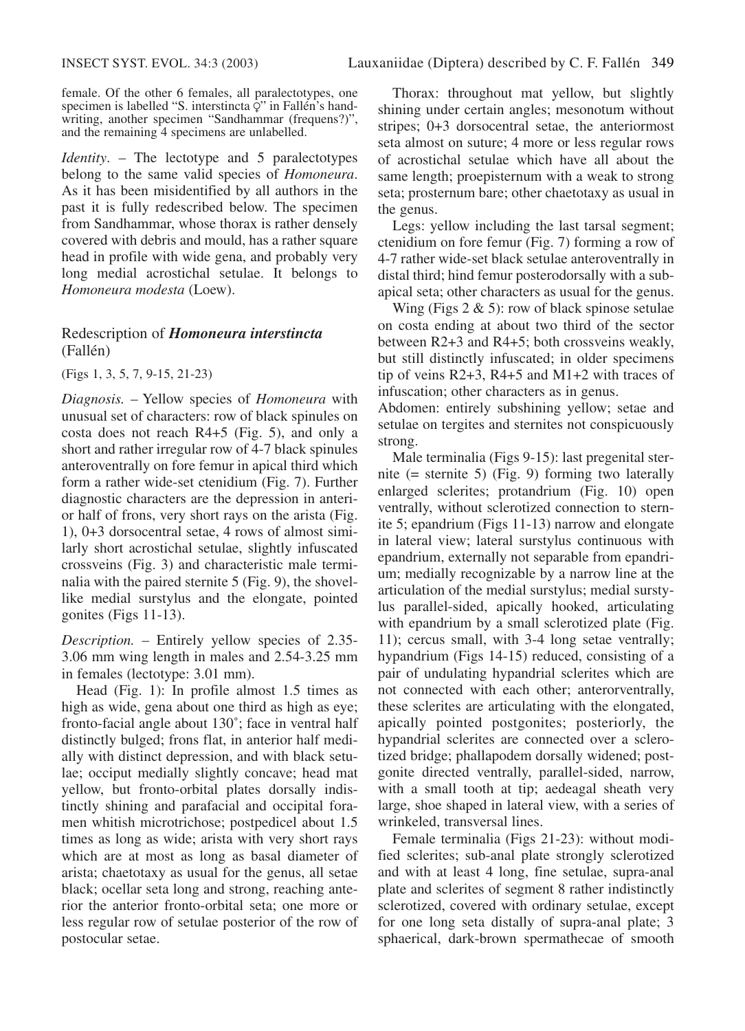female. Of the other 6 females, all paralectotypes, one specimen is labelled "S. interstincta ♀" in Fallén's handwriting, another specimen "Sandhammar (frequens?)", and the remaining 4 specimens are unlabelled.

*Identity*. – The lectotype and 5 paralectotypes belong to the same valid species of *Homoneura*. As it has been misidentified by all authors in the past it is fully redescribed below. The specimen from Sandhammar, whose thorax is rather densely covered with debris and mould, has a rather square head in profile with wide gena, and probably very long medial acrostichal setulae. It belongs to *Homoneura modesta* (Loew).

## Redescription of ***Homoneura interstincta*** (Fallén)

(Figs 1, 3, 5, 7, 9-15, 21-23)

*Diagnosis.* – Yellow species of *Homoneura* with unusual set of characters: row of black spinules on costa does not reach R4+5 (Fig. 5), and only a short and rather irregular row of 4-7 black spinules anteroventrally on fore femur in apical third which form a rather wide-set ctenidium (Fig. 7). Further diagnostic characters are the depression in anterior half of frons, very short rays on the arista (Fig. 1), 0+3 dorsocentral setae, 4 rows of almost similarly short acrostichal setulae, slightly infuscated crossveins (Fig. 3) and characteristic male terminalia with the paired sternite 5 (Fig. 9), the shovel-like medial surstylus and the elongate, pointed gonites (Figs 11-13).

*Description.* – Entirely yellow species of 2.35-3.06 mm wing length in males and 2.54-3.25 mm in females (lectotype: 3.01 mm).

Head (Fig. 1): In profile almost 1.5 times as high as wide, gena about one third as high as eye; fronto-facial angle about 130˚; face in ventral half distinctly bulged; frons flat, in anterior half medially with distinct depression, and with black setulae; occiput medially slightly concave; head mat yellow, but fronto-orbital plates dorsally indistinctly shining and parafacial and occipital foramen whitish microtrichose; postpedicel about 1.5 times as long as wide; arista with very short rays which are at most as long as basal diameter of arista; chaetotaxy as usual for the genus, all setae black; ocellar seta long and strong, reaching anterior the anterior fronto-orbital seta; one more or less regular row of setulae posterior of the row of postocular setae.

Thorax: throughout mat yellow, but slightly shining under certain angles; mesonotum without stripes; 0+3 dorsocentral setae, the anteriormost seta almost on suture; 4 more or less regular rows of acrostichal setulae which have all about the same length; proepisternum with a weak to strong seta; prosternum bare; other chaetotaxy as usual in the genus.

Legs: yellow including the last tarsal segment; ctenidium on fore femur (Fig. 7) forming a row of 4-7 rather wide-set black setulae anteroventrally in distal third; hind femur posterodorsally with a subapical seta; other characters as usual for the genus.

Wing (Figs 2 & 5): row of black spinose setulae on costa ending at about two third of the sector between R2+3 and R4+5; both crossveins weakly, but still distinctly infuscated; in older specimens tip of veins R2+3, R4+5 and M1+2 with traces of infuscation; other characters as in genus.

Abdomen: entirely subshining yellow; setae and setulae on tergites and sternites not conspicuously strong.

Male terminalia (Figs 9-15): last pregenital sternite (= sternite 5) (Fig. 9) forming two laterally enlarged sclerites; protandrium (Fig. 10) open ventrally, without sclerotized connection to sternite 5; epandrium (Figs 11-13) narrow and elongate in lateral view; lateral surstylus continuous with epandrium, externally not separable from epandrium; medially recognizable by a narrow line at the articulation of the medial surstylus; medial surstylus parallel-sided, apically hooked, articulating with epandrium by a small sclerotized plate (Fig. 11); cercus small, with 3-4 long setae ventrally; hypandrium (Figs 14-15) reduced, consisting of a pair of undulating hypandrial sclerites which are not connected with each other; anterorventrally, these sclerites are articulating with the elongated, apically pointed postgonites; posteriorly, the hypandrial sclerites are connected over a sclerotized bridge; phallapodem dorsally widened; postgonite directed ventrally, parallel-sided, narrow, with a small tooth at tip; aedeagal sheath very large, shoe shaped in lateral view, with a series of wrinkeled, transversal lines.

Female terminalia (Figs 21-23): without modified sclerites; sub-anal plate strongly sclerotized and with at least 4 long, fine setulae, supra-anal plate and sclerites of segment 8 rather indistinctly sclerotized, covered with ordinary setulae, except for one long seta distally of supra-anal plate; 3 sphaerical, dark-brown spermathecae of smooth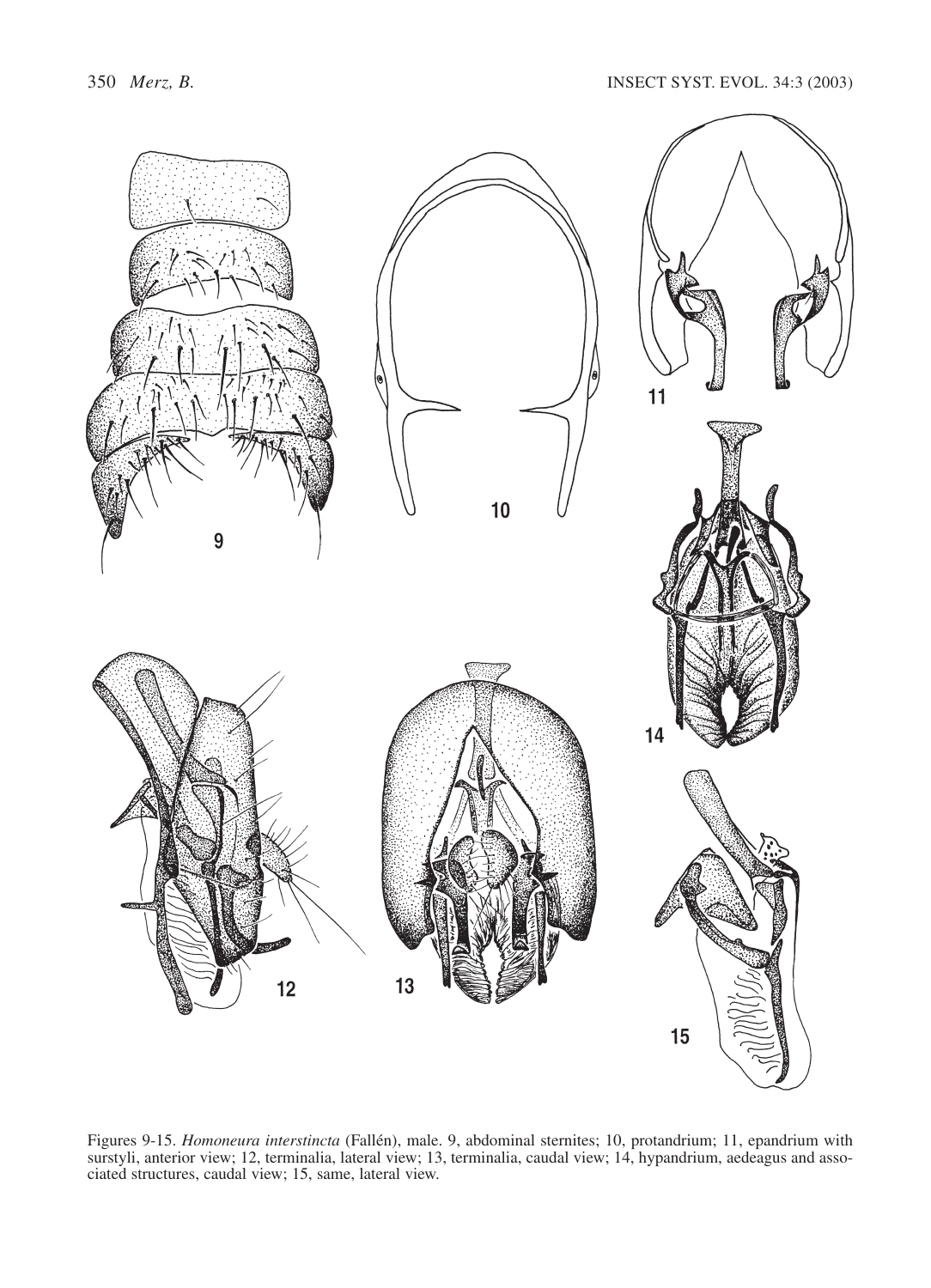Figures 9-15. *Homoneura interstincta* (Fallén), male. 9, abdominal sternites; 10, protandrium; 11, epandrium with surstyli, anterior view; 12, terminalia, lateral view; 13, terminalia, caudal view; 14, hypandrium, aedeagus and associated structures, caudal view; 15, same, lateral view.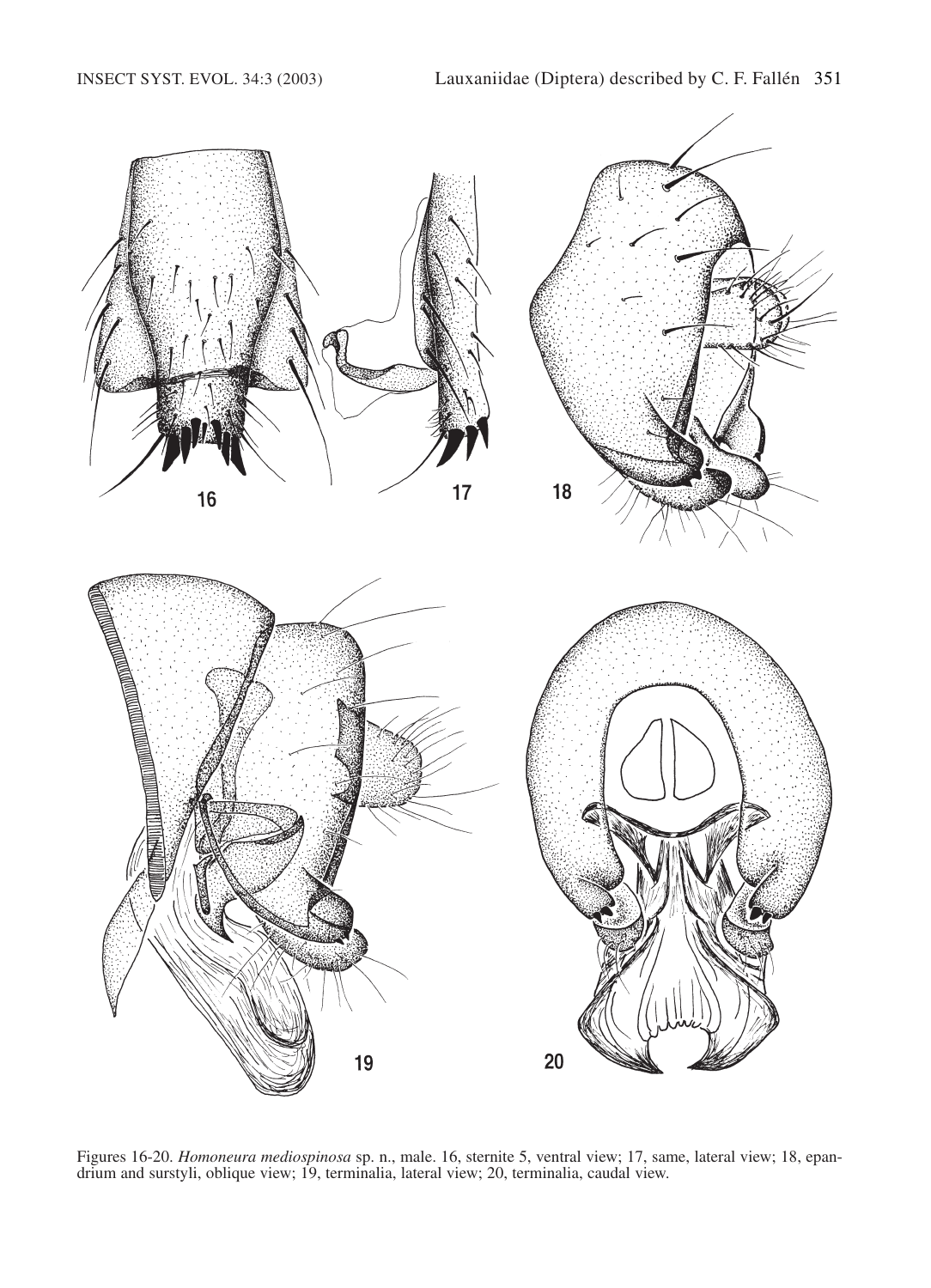Figures 16-20. *Homoneura mediospinosa* sp. n., male. 16, sternite 5, ventral view; 17, same, lateral view; 18, epandrium and surstyli, oblique view; 19, terminalia, lateral view; 20, terminalia, caudal view.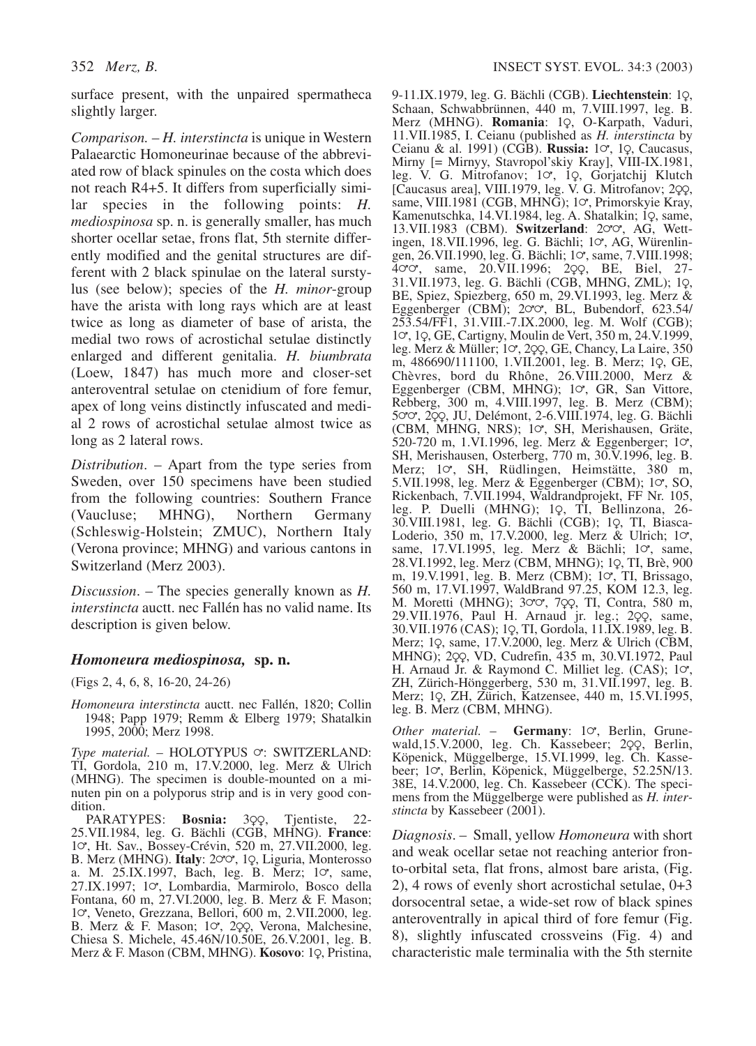surface present, with the unpaired spermatheca slightly larger.

*Comparison.* – *H. interstincta* is unique in Western Palaearctic Homoneurinae because of the abbreviated row of black spinules on the costa which does not reach R4+5. It differs from superficially similar species in the following points: *H. mediospinosa* sp. n. is generally smaller, has much shorter ocellar setae, frons flat, 5th sternite differently modified and the genital structures are different with 2 black spinulae on the lateral surstylus (see below); species of the *H. minor*-group have the arista with long rays which are at least twice as long as diameter of base of arista, the medial two rows of acrostichal setulae distinctly enlarged and different genitalia. *H. biumbrata* (Loew, 1847) has much more and closer-set anteroventral setulae on ctenidium of fore femur, apex of long veins distinctly infuscated and medial 2 rows of acrostichal setulae almost twice as long as 2 lateral rows.

*Distribution*. – Apart from the type series from Sweden, over 150 specimens have been studied from the following countries: Southern France (Vaucluse; MHNG), Northern Germany (Schleswig-Holstein; ZMUC), Northern Italy (Verona province; MHNG) and various cantons in Switzerland (Merz 2003).

*Discussion*. – The species generally known as *H. interstincta* auctt. nec Fallén has no valid name. Its description is given below.

### *Homoneura mediospinosa,* sp. n.

(Figs 2, 4, 6, 8, 16-20, 24-26)

*Homoneura interstincta* auctt. nec Fallén, 1820; Collin 1948; Papp 1979; Remm & Elberg 1979; Shatalkin 1995, 2000; Merz 1998.

*Type material.* – HOLOTYPUS ♂: SWITZERLAND: TI, Gordola, 210 m, 17.V.2000, leg. Merz & Ulrich (MHNG). The specimen is double-mounted on a minuten pin on a polyporus strip and is in very good condition.

PARATYPES: **Bosnia:** 3♀♀, Tjentiste, 22-25.VII.1984, leg. G. Bächli (CGB, MHNG). **France**: 1♂, Ht. Sav., Bossey-Crévin, 520 m, 27.VII.2000, leg. B. Merz (MHNG). **Italy**: 2♂♂, 1♀, Liguria, Monterosso a. M. 25.IX.1997, Bach, leg. B. Merz; 1♂, same, 27.IX.1997; 1♂, Lombardia, Marmirolo, Bosco della Fontana, 60 m, 27.VI.2000, leg. B. Merz & F. Mason; 1♂, Veneto, Grezzana, Bellori, 600 m, 2.VII.2000, leg. B. Merz & F. Mason; 1♂, 2♀♀, Verona, Malchesine, Chiesa S. Michele, 45.46N/10.50E, 26.V.2001, leg. B. Merz & F. Mason (CBM, MHNG). **Kosovo**: 1♀, Pristina, 9-11.IX.1979, leg. G. Bächli (CGB). **Liechtenstein**: 1♀, Schaan, Schwabbrünnen, 440 m, 7.VIII.1997, leg. B. Merz (MHNG). **Romania**: 1♀, O-Karpath, Vaduri, 11.VII.1985, I. Ceianu (published as *H. interstincta* by Ceianu & al. 1991) (CGB). **Russia:** 1♂, 1♀, Caucasus, Mirny [= Mirnyy, Stavropol'skiy Kray], VIII-IX.1981, leg. V. G. Mitrofanov; 1♂, 1♀, Gorjatchij Klutch [Caucasus area], VIII.1979, leg. V. G. Mitrofanov; 2♀♀, same, VIII.1981 (CGB, MHNG); 1♂, Primorskyie Kray, Kamenutschka, 14.VI.1984, leg. A. Shatalkin; 1♀, same, 13.VII.1983 (CBM). **Switzerland**: 2♂♂, AG, Wettingen, 18.VII.1996, leg. G. Bächli; 1♂, AG, Würenlingen, 26.VII.1990, leg. G. Bächli; 1♂, same, 7.VIII.1998; 4♂♂, same, 20.VII.1996; 2♀♀, BE, Biel, 27-31.VII.1973, leg. G. Bächli (CGB, MHNG, ZML); 1♀, BE, Spiez, Spiezberg, 650 m, 29.VI.1993, leg. Merz & Eggenberger (CBM); 2♂♂, BL, Bubendorf, 623.54/253.54/FF1, 31.VIII.-7.IX.2000, leg. M. Wolf (CGB); 1♂, 1♀, GE, Cartigny, Moulin de Vert, 350 m, 24.V.1999, leg. Merz & Müller; 1♂, 2♀♀, GE, Chancy, La Laire, 350 m, 486690/111100, 1.VII.2001, leg. B. Merz; 1♀, GE, Chèvres, bord du Rhône, 26.VIII.2000, Merz & Eggenberger (CBM, MHNG); 1♂, GR, San Vittore, Rebberg, 300 m, 4.VIII.1997, leg. B. Merz (CBM); 5♂♂, 2♀♀, JU, Delémont, 2-6.VIII.1974, leg. G. Bächli (CBM, MHNG, NRS); 1♂, SH, Merishausen, Gräte, 520-720 m, 1.VI.1996, leg. Merz & Eggenberger; 1♂, SH, Merishausen, Osterberg, 770 m, 30.V.1996, leg. B. Merz; 1♂, SH, Rüdlingen, Heimstätte, 380 m, 5.VII.1998, leg. Merz & Eggenberger (CBM); 1♂, SO, Rickenbach, 7.VII.1994, Waldrandprojekt, FF Nr. 105, leg. P. Duelli (MHNG); 1♀, TI, Bellinzona, 26-30.VIII.1981, leg. G. Bächli (CGB); 1♀, TI, Biasca-Loderio, 350 m, 17.V.2000, leg. Merz & Ulrich; 1♂, same, 17.VI.1995, leg. Merz & Bächli; 1♂, same, 28.VI.1992, leg. Merz (CBM, MHNG); 1♀, TI, Brè, 900 m, 19.V.1991, leg. B. Merz (CBM); 1♂, TI, Brissago, 560 m, 17.VI.1997, WaldBrand 97.25, KOM 12.3, leg. M. Moretti (MHNG); 3♂♂, 7♀♀, TI, Contra, 580 m, 29.VII.1976, Paul H. Arnaud jr. leg.; 2♀♀, same, 30.VII.1976 (CAS); 1♀, TI, Gordola, 11.IX.1989, leg. B. Merz; 1♀, same, 17.V.2000, leg. Merz & Ulrich (CBM, MHNG); 2♀♀, VD, Cudrefin, 435 m, 30.VI.1972, Paul H. Arnaud Jr. & Raymond C. Milliet leg. (CAS); 1♂, ZH, Zürich-Hönggerberg, 530 m, 31.VII.1997, leg. B. Merz; 1♀, ZH, Zürich, Katzensee, 440 m, 15.VI.1995, leg. B. Merz (CBM, MHNG).

*Other material.* – **Germany**: 1♂, Berlin, Grunewald,15.V.2000, leg. Ch. Kassebeer; 2♀♀, Berlin, Köpenick, Müggelberge, 15.VI.1999, leg. Ch. Kassebeer; 1♂, Berlin, Köpenick, Müggelberge, 52.25N/13.38E, 14.V.2000, leg. Ch. Kassebeer (CCK). The specimens from the Müggelberge were published as *H. interstincta* by Kassebeer (2001).

*Diagnosis*. – Small, yellow *Homoneura* with short and weak ocellar setae not reaching anterior fronto-orbital seta, flat frons, almost bare arista, (Fig. 2), 4 rows of evenly short acrostichal setulae, 0+3 dorsocentral setae, a wide-set row of black spines anteroventrally in apical third of fore femur (Fig. 8), slightly infuscated crossveins (Fig. 4) and characteristic male terminalia with the 5th sternite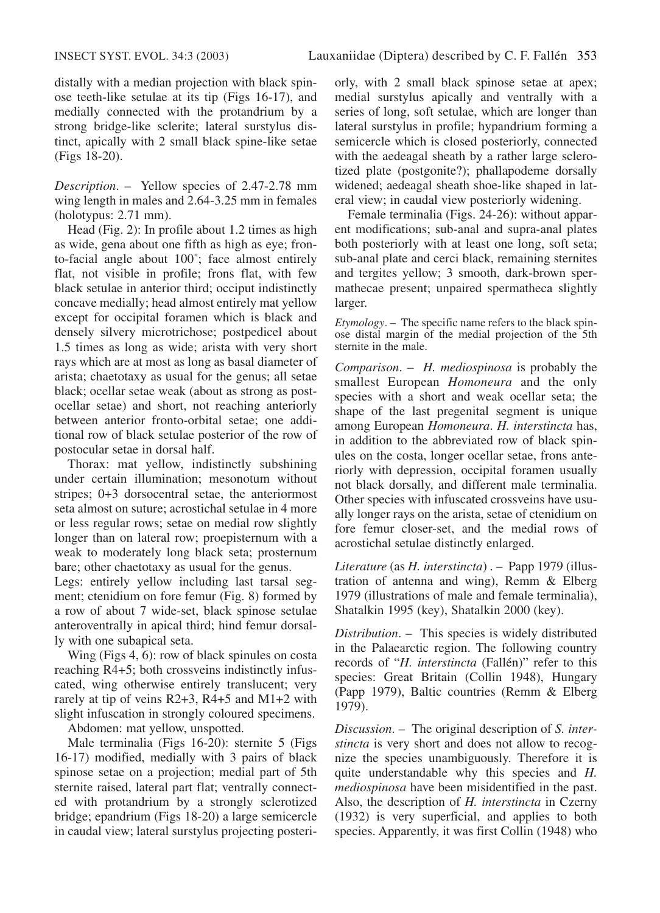distally with a median projection with black spinose teeth-like setulae at its tip (Figs 16-17), and medially connected with the protandrium by a strong bridge-like sclerite; lateral surstylus distinct, apically with 2 small black spine-like setae (Figs 18-20).

*Description*. – Yellow species of 2.47-2.78 mm wing length in males and 2.64-3.25 mm in females (holotypus: 2.71 mm).

Head (Fig. 2): In profile about 1.2 times as high as wide, gena about one fifth as high as eye; fronto-facial angle about 100˚; face almost entirely flat, not visible in profile; frons flat, with few black setulae in anterior third; occiput indistinctly concave medially; head almost entirely mat yellow except for occipital foramen which is black and densely silvery microtrichose; postpedicel about 1.5 times as long as wide; arista with very short rays which are at most as long as basal diameter of arista; chaetotaxy as usual for the genus; all setae black; ocellar setae weak (about as strong as post-ocellar setae) and short, not reaching anteriorly between anterior fronto-orbital setae; one additional row of black setulae posterior of the row of postocular setae in dorsal half.

Thorax: mat yellow, indistinctly subshining under certain illumination; mesonotum without stripes; 0+3 dorsocentral setae, the anteriormost seta almost on suture; acrostichal setulae in 4 more or less regular rows; setae on medial row slightly longer than on lateral row; proepisternum with a weak to moderately long black seta; prosternum bare; other chaetotaxy as usual for the genus.

Legs: entirely yellow including last tarsal segment; ctenidium on fore femur (Fig. 8) formed by a row of about 7 wide-set, black spinose setulae anteroventrally in apical third; hind femur dorsally with one subapical seta.

Wing (Figs 4, 6): row of black spinules on costa reaching R4+5; both crossveins indistinctly infuscated, wing otherwise entirely translucent; very rarely at tip of veins R2+3, R4+5 and M1+2 with slight infuscation in strongly coloured specimens.

Abdomen: mat yellow, unspotted.

Male terminalia (Figs 16-20): sternite 5 (Figs 16-17) modified, medially with 3 pairs of black spinose setae on a projection; medial part of 5th sternite raised, lateral part flat; ventrally connected with protandrium by a strongly sclerotized bridge; epandrium (Figs 18-20) a large semicercle in caudal view; lateral surstylus projecting posteriorly, with 2 small black spinose setae at apex; medial surstylus apically and ventrally with a series of long, soft setulae, which are longer than lateral surstylus in profile; hypandrium forming a semicercle which is closed posteriorly, connected with the aedeagal sheath by a rather large sclerotized plate (postgonite?); phallapodeme dorsally widened; aedeagal sheath shoe-like shaped in lateral view; in caudal view posteriorly widening.

Female terminalia (Figs. 24-26): without apparent modifications; sub-anal and supra-anal plates both posteriorly with at least one long, soft seta; sub-anal plate and cerci black, remaining sternites and tergites yellow; 3 smooth, dark-brown spermathecae present; unpaired spermatheca slightly larger.

*Etymology*. – The specific name refers to the black spinose distal margin of the medial projection of the 5th sternite in the male.

*Comparison*. – *H. mediospinosa* is probably the smallest European *Homoneura* and the only species with a short and weak ocellar seta; the shape of the last pregenital segment is unique among European *Homoneura*. *H. interstincta* has, in addition to the abbreviated row of black spinules on the costa, longer ocellar setae, frons anteriorly with depression, occipital foramen usually not black dorsally, and different male terminalia. Other species with infuscated crossveins have usually longer rays on the arista, setae of ctenidium on fore femur closer-set, and the medial rows of acrostichal setulae distinctly enlarged.

*Literature* (as *H. interstincta*) . – Papp 1979 (illustration of antenna and wing), Remm & Elberg 1979 (illustrations of male and female terminalia), Shatalkin 1995 (key), Shatalkin 2000 (key).

*Distribution*. – This species is widely distributed in the Palaearctic region. The following country records of "*H. interstincta* (Fallén)" refer to this species: Great Britain (Collin 1948), Hungary (Papp 1979), Baltic countries (Remm & Elberg 1979).

*Discussion*. – The original description of *S. interstincta* is very short and does not allow to recognize the species unambiguously. Therefore it is quite understandable why this species and *H. mediospinosa* have been misidentified in the past. Also, the description of *H. interstincta* in Czerny (1932) is very superficial, and applies to both species. Apparently, it was first Collin (1948) who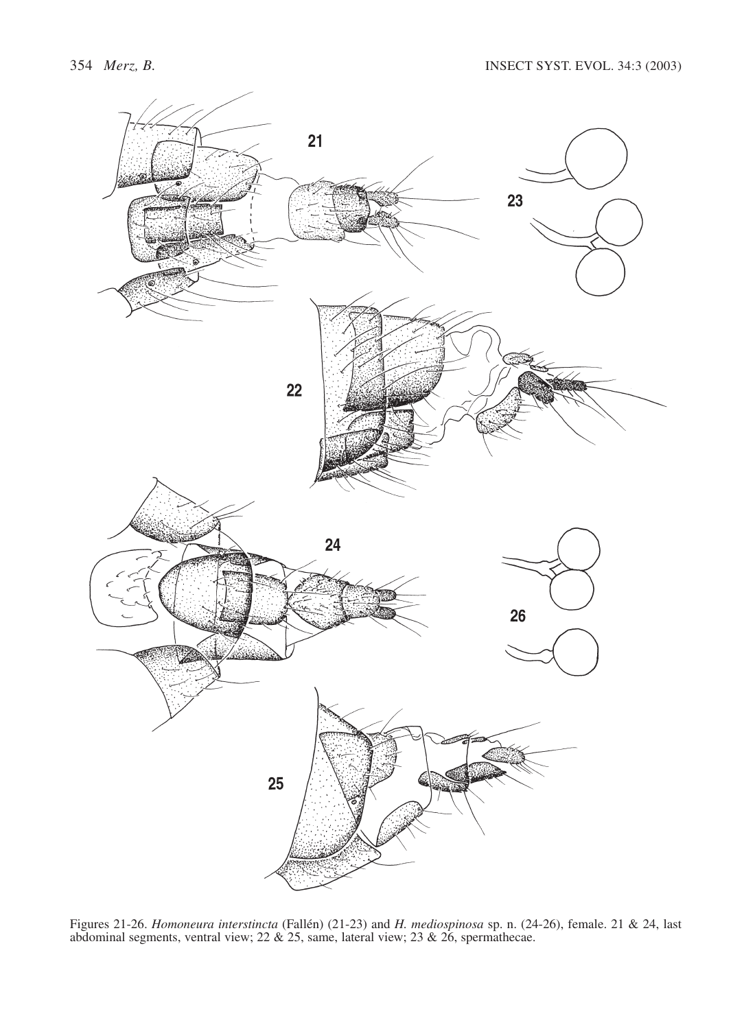Figures 21-26. *Homoneura interstincta* (Fallén) (21-23) and *H. mediospinosa* sp. n. (24-26), female. 21 & 24, last abdominal segments, ventral view; 22 & 25, same, lateral view; 23 & 26, spermathecae.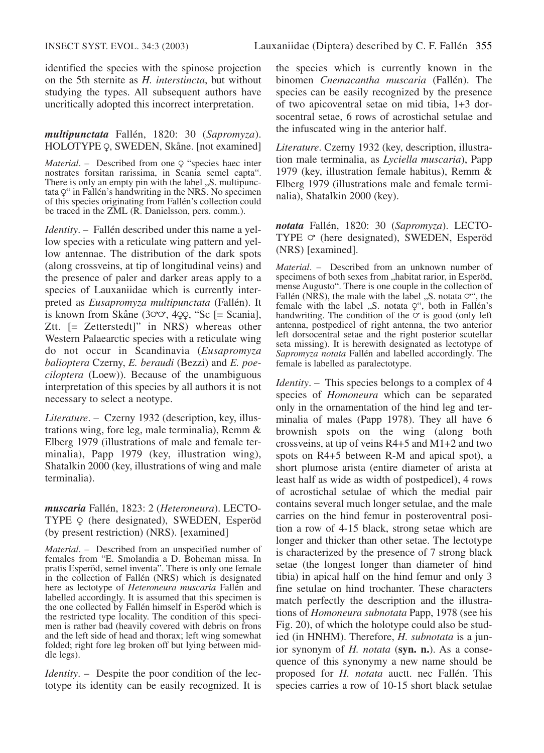identified the species with the spinose projection on the 5th sternite as *H. interstincta*, but without studying the types. All subsequent authors have uncritically adopted this incorrect interpretation.

***multipunctata*** Fallén, 1820: 30 (*Sapromyza*). HOLOTYPE ♀, SWEDEN, Skåne. [not examined]

*Material*. – Described from one ♀ "species haec inter nostrates forsitan rarissima, in Scania semel capta". There is only an empty pin with the label „S. multipunctata ♀" in Fallén's handwriting in the NRS. No specimen of this species originating from Fallén's collection could be traced in the ZML (R. Danielsson, pers. comm.).

*Identity*. – Fallén described under this name a yellow species with a reticulate wing pattern and yellow antennae. The distribution of the dark spots (along crossveins, at tip of longitudinal veins) and the presence of paler and darker areas apply to a species of Lauxaniidae which is currently interpreted as *Eusapromyza multipunctata* (Fallén). It is known from Skåne (3♂♂, 4♀♀, "Sc [= Scania], Ztt. [= Zetterstedt]" in NRS) whereas other Western Palaearctic species with a reticulate wing do not occur in Scandinavia (*Eusapromyza balioptera* Czerny, *E. beraudi* (Bezzi) and *E. poeciloptera* (Loew)). Because of the unambiguous interpretation of this species by all authors it is not necessary to select a neotype.

*Literature*. – Czerny 1932 (description, key, illustrations wing, fore leg, male terminalia), Remm & Elberg 1979 (illustrations of male and female terminalia), Papp 1979 (key, illustration wing), Shatalkin 2000 (key, illustrations of wing and male terminalia).

***muscaria*** Fallén, 1823: 2 (*Heteroneura*). LECTOTYPE ♀ (here designated), SWEDEN, Esperöd (by present restriction) (NRS). [examined]

*Material*. – Described from an unspecified number of females from "E. Smolandia a D. Boheman missa. In pratis Esperöd, semel inventa". There is only one female in the collection of Fallén (NRS) which is designated here as lectotype of *Heteroneura muscaria* Fallén and labelled accordingly. It is assumed that this specimen is the one collected by Fallén himself in Esperöd which is the restricted type locality. The condition of this specimen is rather bad (heavily covered with debris on frons and the left side of head and thorax; left wing somewhat folded; right fore leg broken off but lying between middle legs).

*Identity*. – Despite the poor condition of the lectotype its identity can be easily recognized. It is the species which is currently known in the binomen *Cnemacantha muscaria* (Fallén). The species can be easily recognized by the presence of two apicoventral setae on mid tibia, 1+3 dorsocentral setae, 6 rows of acrostichal setulae and the infuscated wing in the anterior half.

*Literature*. Czerny 1932 (key, description, illustration male terminalia, as *Lyciella muscaria*), Papp 1979 (key, illustration female habitus), Remm & Elberg 1979 (illustrations male and female terminalia), Shatalkin 2000 (key).

***notata*** Fallén, 1820: 30 (*Sapromyza*). LECTOTYPE ♂ (here designated), SWEDEN, Esperöd (NRS) [examined].

*Material*. – Described from an unknown number of specimens of both sexes from „habitat rarior, in Esperöd, mense Augusto". There is one couple in the collection of Fallén (NRS), the male with the label „S. notata ♂", the female with the label „S. notata ♀", both in Fallén's handwriting. The condition of the ♂ is good (only left antenna, postpedicel of right antenna, the two anterior left dorsocentral setae and the right posterior scutellar seta missing). It is herewith designated as lectotype of *Sapromyza notata* Fallén and labelled accordingly. The female is labelled as paralectotype.

*Identity*. – This species belongs to a complex of 4 species of *Homoneura* which can be separated only in the ornamentation of the hind leg and terminalia of males (Papp 1978). They all have 6 brownish spots on the wing (along both crossveins, at tip of veins R4+5 and M1+2 and two spots on R4+5 between R-M and apical spot), a short plumose arista (entire diameter of arista at least half as wide as width of postpedicel), 4 rows of acrostichal setulae of which the medial pair contains several much longer setulae, and the male carries on the hind femur in posteroventral position a row of 4-15 black, strong setae which are longer and thicker than other setae. The lectotype is characterized by the presence of 7 strong black setae (the longest longer than diameter of hind tibia) in apical half on the hind femur and only 3 fine setulae on hind trochanter. These characters match perfectly the description and the illustrations of *Homoneura subnotata* Papp, 1978 (see his Fig. 20), of which the holotype could also be studied (in HNHM). Therefore, *H. subnotata* is a junior synonym of *H. notata* (**syn. n.**). As a consequence of this synonymy a new name should be proposed for *H. notata* auctt. nec Fallén. This species carries a row of 10-15 short black setulae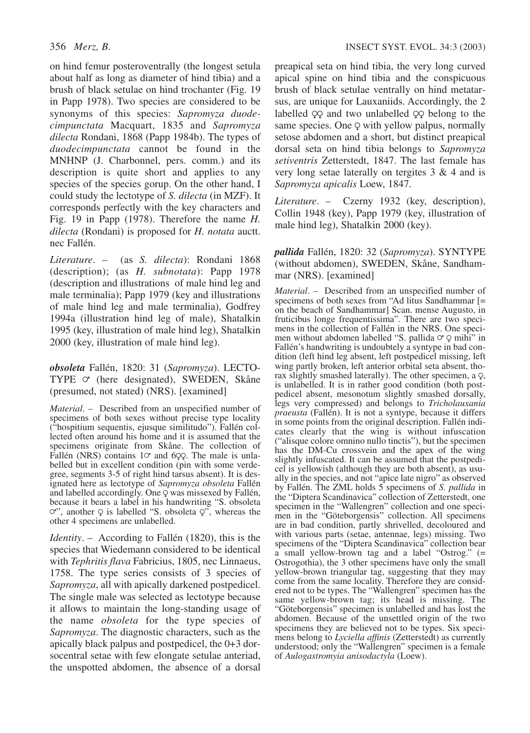on hind femur posteroventrally (the longest setula about half as long as diameter of hind tibia) and a brush of black setulae on hind trochanter (Fig. 19 in Papp 1978). Two species are considered to be synonyms of this species: *Sapromyza duodecimpunctata* Macquart, 1835 and *Sapromyza dilecta* Rondani, 1868 (Papp 1984b). The types of *duodecimpunctata* cannot be found in the MNHNP (J. Charbonnel, pers. comm.) and its description is quite short and applies to any species of the species gorup. On the other hand, I could study the lectotype of *S. dilecta* (in MZF). It corresponds perfectly with the key characters and Fig. 19 in Papp (1978). Therefore the name *H. dilecta* (Rondani) is proposed for *H. notata* auctt. nec Fallén.

*Literature*. – (as *S. dilecta*): Rondani 1868 (description); (as *H. subnotata*): Papp 1978 (description and illustrations of male hind leg and male terminalia); Papp 1979 (key and illustrations of male hind leg and male terminalia), Godfrey 1994a (illustration hind leg of male), Shatalkin 1995 (key, illustration of male hind leg), Shatalkin 2000 (key, illustration of male hind leg).

***obsoleta*** Fallén, 1820: 31 (*Sapromyza*). LECTOTYPE ♂ (here designated), SWEDEN, Skåne (presumed, not stated) (NRS). [examined]

*Material*. – Described from an unspecified number of specimens of both sexes without precise type locality ("hospitium sequentis, ejusque similitudo"). Fallén collected often around his home and it is assumed that the specimens originate from Skåne. The collection of Fallén (NRS) contains 1♂ and 6♀♀. The male is unlabelled but in excellent condition (pin with some verdegree, segments 3-5 of right hind tarsus absent). It is designated here as lectotype of *Sapromyza obsoleta* Fallén and labelled accordingly. One ♀ was missexed by Fallén, because it bears a label in his handwriting "S. obsoleta ♂", another ♀ is labelled "S. obsoleta ♀", whereas the other 4 specimens are unlabelled.

*Identity*. – According to Fallén (1820), this is the species that Wiedemann considered to be identical with *Tephritis flava* Fabricius, 1805, nec Linnaeus, 1758. The type series consists of 3 species of *Sapromyza*, all with apically darkened postpedicel. The single male was selected as lectotype because it allows to maintain the long-standing usage of the name *obsoleta* for the type species of *Sapromyza*. The diagnostic characters, such as the apically black palpus and postpedicel, the 0+3 dorsocentral setae with few elongate setulae anteriad, the unspotted abdomen, the absence of a dorsal preapical seta on hind tibia, the very long curved apical spine on hind tibia and the conspicuous brush of black setulae ventrally on hind metatarsus, are unique for Lauxaniids. Accordingly, the 2 labelled ♀♀ and two unlabelled ♀♀ belong to the same species. One ♀ with yellow palpus, normally setose abdomen and a short, but distinct preapical dorsal seta on hind tibia belongs to *Sapromyza setiventris* Zetterstedt, 1847. The last female has very long setae laterally on tergites 3 & 4 and is *Sapromyza apicalis* Loew, 1847.

*Literature*. – Czerny 1932 (key, description), Collin 1948 (key), Papp 1979 (key, illustration of male hind leg), Shatalkin 2000 (key).

***pallida*** Fallén, 1820: 32 (*Sapromyza*). SYNTYPE (without abdomen), SWEDEN, Skåne, Sandhammar (NRS). [examined]

*Material*. – Described from an unspecified number of specimens of both sexes from "Ad litus Sandhammar [= on the beach of Sandhammar] Scan. mense Augusto, in fruticibus longe frequentissima". There are two specimens in the collection of Fallén in the NRS. One specimen without abdomen labelled "S. pallida ♂ ♀ mihi" in Fallén's handwriting is undoubtely a syntype in bad condition (left hind leg absent, left postpedicel missing, left wing partly broken, left anterior orbital seta absent, thorax slightly smashed laterally). The other specimen, a ♀, is unlabelled. It is in rather good condition (both postpedicel absent, mesonotum slightly smashed dorsally, legs very compressed) and belongs to *Tricholauxania praeusta* (Fallén). It is not a syntype, because it differs in some points from the original description. Fallén indicates clearly that the wing is without infuscation ("alisque colore omnino nullo tinctis"), but the specimen has the DM-Cu crossvein and the apex of the wing slightly infuscated. It can be assumed that the postpedicel is yellowish (although they are both absent), as usually in the species, and not "apice late nigro" as observed by Fallén. The ZML holds 5 specimens of *S. pallida* in the "Diptera Scandinavica" collection of Zetterstedt, one specimen in the "Wallengren" collection and one specimen in the "Göteborgensis" collection. All specimens are in bad condition, partly shrivelled, decoloured and with various parts (setae, antennae, legs) missing. Two specimens of the "Diptera Scandinavica" collection bear a small yellow-brown tag and a label "Ostrog." (= Ostrogothia), the 3 other specimens have only the small yellow-brown triangular tag, suggesting that they may come from the same locality. Therefore they are considered not to be types. The "Wallengren" specimen has the same yellow-brown tag; its head is missing. The "Göteborgensis" specimen is unlabelled and has lost the abdomen. Because of the unsettled origin of the two specimens they are believed not to be types. Six specimens belong to *Lyciella affinis* (Zetterstedt) as currently understood; only the "Wallengren" specimen is a female of *Aulogastromyia anisodactyla* (Loew).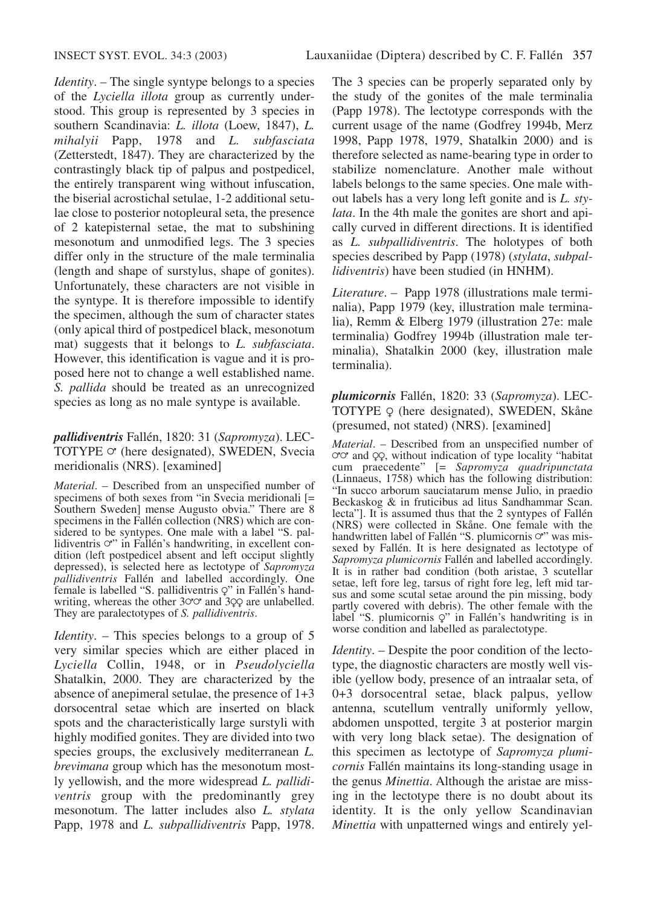*Identity*. – The single syntype belongs to a species of the *Lyciella illota* group as currently understood. This group is represented by 3 species in southern Scandinavia: *L. illota* (Loew, 1847), *L. mihalyii* Papp, 1978 and *L. subfasciata* (Zetterstedt, 1847). They are characterized by the contrastingly black tip of palpus and postpedicel, the entirely transparent wing without infuscation, the biserial acrostichal setulae, 1-2 additional setulae close to posterior notopleural seta, the presence of 2 katepisternal setae, the mat to subshining mesonotum and unmodified legs. The 3 species differ only in the structure of the male terminalia (length and shape of surstylus, shape of gonites). Unfortunately, these characters are not visible in the syntype. It is therefore impossible to identify the specimen, although the sum of character states (only apical third of postpedicel black, mesonotum mat) suggests that it belongs to *L. subfasciata*. However, this identification is vague and it is proposed here not to change a well established name. *S. pallida* should be treated as an unrecognized species as long as no male syntype is available.

***pallidiventris*** Fallén, 1820: 31 (*Sapromyza*). LECTOTYPE ♂ (here designated), SWEDEN, Svecia meridionalis (NRS). [examined]

*Material*. – Described from an unspecified number of specimens of both sexes from "in Svecia meridionali [= Southern Sweden] mense Augusto obvia." There are 8 specimens in the Fallén collection (NRS) which are considered to be syntypes. One male with a label "S. pallidiventris ♂" in Fallén's handwriting, in excellent condition (left postpedicel absent and left occiput slightly depressed), is selected here as lectotype of *Sapromyza pallidiventris* Fallén and labelled accordingly. One female is labelled "S. pallidiventris ♀" in Fallén's handwriting, whereas the other 3♂♂ and 3♀♀ are unlabelled. They are paralectotypes of *S. pallidiventris*.

*Identity*. – This species belongs to a group of 5 very similar species which are either placed in *Lyciella* Collin, 1948, or in *Pseudolyciella* Shatalkin, 2000. They are characterized by the absence of anepimeral setulae, the presence of 1+3 dorsocentral setae which are inserted on black spots and the characteristically large surstyli with highly modified gonites. They are divided into two species groups, the exclusively mediterranean *L. brevimana* group which has the mesonotum mostly yellowish, and the more widespread *L. pallidiventris* group with the predominantly grey mesonotum. The latter includes also *L. stylata* Papp, 1978 and *L. subpallidiventris* Papp, 1978. The 3 species can be properly separated only by the study of the gonites of the male terminalia (Papp 1978). The lectotype corresponds with the current usage of the name (Godfrey 1994b, Merz 1998, Papp 1978, 1979, Shatalkin 2000) and is therefore selected as name-bearing type in order to stabilize nomenclature. Another male without labels belongs to the same species. One male without labels has a very long left gonite and is *L. stylata*. In the 4th male the gonites are short and apically curved in different directions. It is identified as *L. subpallidiventris*. The holotypes of both species described by Papp (1978) (*stylata*, *subpallidiventris*) have been studied (in HNHM).

*Literature*. – Papp 1978 (illustrations male terminalia), Papp 1979 (key, illustration male terminalia), Remm & Elberg 1979 (illustration 27e: male terminalia) Godfrey 1994b (illustration male terminalia), Shatalkin 2000 (key, illustration male terminalia).

***plumicornis*** Fallén, 1820: 33 (*Sapromyza*). LECTOTYPE ♀ (here designated), SWEDEN, Skåne (presumed, not stated) (NRS). [examined]

*Material*. – Described from an unspecified number of ♂♂ and ♀♀, without indication of type locality "habitat cum praecedente" [= *Sapromyza quadripunctata* (Linnaeus, 1758) which has the following distribution: "In succo arborum sauciatarum mense Julio, in praedio Beckaskog & in fruticibus ad litus Sandhammar Scan. lecta"]. It is assumed thus that the 2 syntypes of Fallén (NRS) were collected in Skåne. One female with the handwritten label of Fallén "S. plumicornis ♂" was missexed by Fallén. It is here designated as lectotype of *Sapromyza plumicornis* Fallén and labelled accordingly. It is in rather bad condition (both aristae, 3 scutellar setae, left fore leg, tarsus of right fore leg, left mid tarsus and some scutal setae around the pin missing, body partly covered with debris). The other female with the label "S. plumicornis ♀" in Fallén's handwriting is in worse condition and labelled as paralectotype.

*Identity*. – Despite the poor condition of the lectotype, the diagnostic characters are mostly well visible (yellow body, presence of an intraalar seta, of 0+3 dorsocentral setae, black palpus, yellow antenna, scutellum ventrally uniformly yellow, abdomen unspotted, tergite 3 at posterior margin with very long black setae). The designation of this specimen as lectotype of *Sapromyza plumicornis* Fallén maintains its long-standing usage in the genus *Minettia*. Although the aristae are missing in the lectotype there is no doubt about its identity. It is the only yellow Scandinavian *Minettia* with unpatterned wings and entirely yel-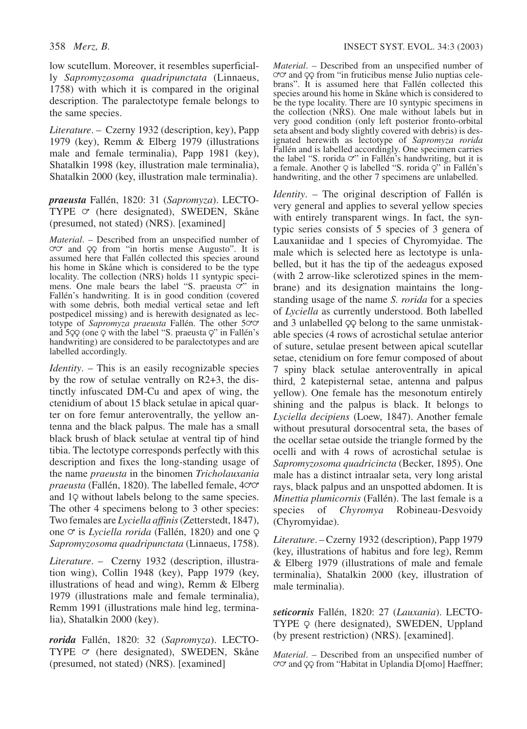low scutellum. Moreover, it resembles superficially *Sapromyzosoma quadripunctata* (Linnaeus, 1758) with which it is compared in the original description. The paralectotype female belongs to the same species.

*Literature*. – Czerny 1932 (description, key), Papp 1979 (key), Remm & Elberg 1979 (illustrations male and female terminalia), Papp 1981 (key), Shatalkin 1998 (key, illustration male terminalia), Shatalkin 2000 (key, illustration male terminalia).

***praeusta*** Fallén, 1820: 31 (*Sapromyza*). LECTOTYPE ♂ (here designated), SWEDEN, Skåne (presumed, not stated) (NRS). [examined]

*Material*. – Described from an unspecified number of ♂♂ and ♀♀ from "in hortis mense Augusto". It is assumed here that Fallén collected this species around his home in Skåne which is considered to be the type locality. The collection (NRS) holds 11 syntypic specimens. One male bears the label "S. praeusta ♂" in Fallén's handwriting. It is in good condition (covered with some debris, both medial vertical setae and left postpedicel missing) and is herewith designated as lectotype of *Sapromyza praeusta* Fallén. The other 5♂♂ and 5♀♀ (one ♀ with the label "S. praeusta ♀" in Fallén's handwriting) are considered to be paralectotypes and are labelled accordingly.

*Identity*. – This is an easily recognizable species by the row of setulae ventrally on R2+3, the distinctly infuscated DM-Cu and apex of wing, the ctenidium of about 15 black setulae in apical quarter on fore femur anteroventrally, the yellow antenna and the black palpus. The male has a small black brush of black setulae at ventral tip of hind tibia. The lectotype corresponds perfectly with this description and fixes the long-standing usage of the name *praeusta* in the binomen *Tricholauxania praeusta* (Fallén, 1820). The labelled female, 4♂♂ and 1♀ without labels belong to the same species. The other 4 specimens belong to 3 other species: Two females are *Lyciella affinis* (Zetterstedt, 1847), one ♂ is *Lyciella rorida* (Fallén, 1820) and one ♀ *Sapromyzosoma quadripunctata* (Linnaeus, 1758).

*Literature*. – Czerny 1932 (description, illustration wing), Collin 1948 (key), Papp 1979 (key, illustrations of head and wing), Remm & Elberg 1979 (illustrations male and female terminalia), Remm 1991 (illustrations male hind leg, terminalia), Shatalkin 2000 (key).

***rorida*** Fallén, 1820: 32 (*Sapromyza*). LECTOTYPE ♂ (here designated), SWEDEN, Skåne (presumed, not stated) (NRS). [examined]

*Material*. – Described from an unspecified number of ♂♂ and ♀♀ from "in fruticibus mense Julio nuptias celebrans". It is assumed here that Fallén collected this species around his home in Skåne which is considered to be the type locality. There are 10 syntypic specimens in the collection (NRS). One male without labels but in very good condition (only left posterior fronto-orbital seta absent and body slightly covered with debris) is designated herewith as lectotype of *Sapromyza rorida* Fallén and is labelled accordingly. One specimen carries the label "S. rorida ♂" in Fallén's handwriting, but it is a female. Another ♀ is labelled "S. rorida ♀" in Fallén's handwriting, and the other 7 specimens are unlabelled.

*Identity*. – The original description of Fallén is very general and applies to several yellow species with entirely transparent wings. In fact, the syntypic series consists of 5 species of 3 genera of Lauxaniidae and 1 species of Chyromyidae. The male which is selected here as lectotype is unlabelled, but it has the tip of the aedeagus exposed (with 2 arrow-like sclerotized spines in the membrane) and its designation maintains the long-standing usage of the name *S. rorida* for a species of *Lyciella* as currently understood. Both labelled and 3 unlabelled ♀♀ belong to the same unmistakable species (4 rows of acrostichal setulae anterior of suture, setulae present between apical scutellar setae, ctenidium on fore femur composed of about 7 spiny black setulae anteroventrally in apical third, 2 katepisternal setae, antenna and palpus yellow). One female has the mesonotum entirely shining and the palpus is black. It belongs to *Lyciella decipiens* (Loew, 1847). Another female without presutural dorsocentral seta, the bases of the ocellar setae outside the triangle formed by the ocelli and with 4 rows of acrostichal setulae is *Sapromyzosoma quadricincta* (Becker, 1895). One male has a distinct intraalar seta, very long aristal rays, black palpus and an unspotted abdomen. It is *Minettia plumicornis* (Fallén). The last female is a species of *Chyromya* Robineau-Desvoidy (Chyromyidae).

*Literature*. – Czerny 1932 (description), Papp 1979 (key, illustrations of habitus and fore leg), Remm & Elberg 1979 (illustrations of male and female terminalia), Shatalkin 2000 (key, illustration of male terminalia).

***seticornis*** Fallén, 1820: 27 (*Lauxania*). LECTOTYPE ♀ (here designated), SWEDEN, Uppland (by present restriction) (NRS). [examined].

*Material*. – Described from an unspecified number of ♂♂ and ♀♀ from "Habitat in Uplandia D[omo] Haeffner;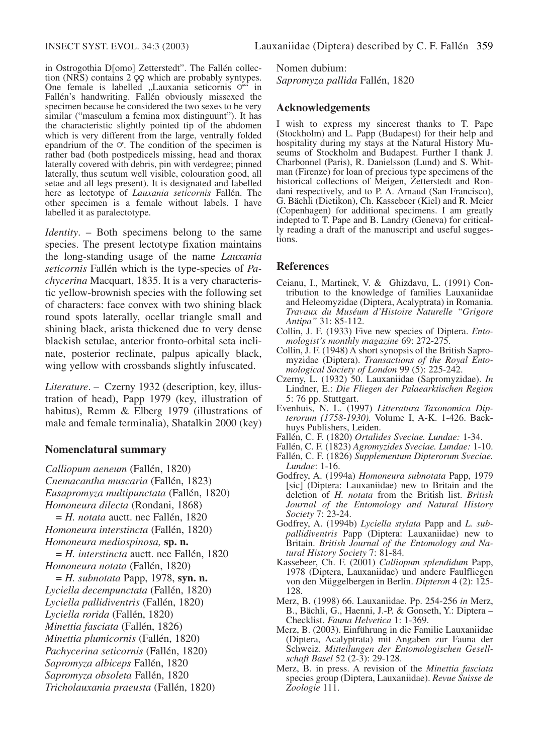in Ostrogothia D[omo] Zetterstedt". The Fallén collection (NRS) contains 2 ♀♀ which are probably syntypes. One female is labelled „Lauxania seticornis ♂" in Fallén's handwriting. Fallén obviously missexed the specimen because he considered the two sexes to be very similar ("masculum a femina mox distinguunt"). It has the characteristic slightly pointed tip of the abdomen which is very different from the large, ventrally folded epandrium of the ♂. The condition of the specimen is rather bad (both postpedicels missing, head and thorax laterally covered with debris, pin with verdegree; pinned laterally, thus scutum well visible, colouration good, all setae and all legs present). It is designated and labelled here as lectotype of *Lauxania seticornis* Fallén. The other specimen is a female without labels. I have labelled it as paralectotype.

*Identity*. – Both specimens belong to the same species. The present lectotype fixation maintains the long-standing usage of the name *Lauxania seticornis* Fallén which is the type-species of *Pachycerina* Macquart, 1835. It is a very characteristic yellow-brownish species with the following set of characters: face convex with two shining black round spots laterally, ocellar triangle small and shining black, arista thickened due to very dense blackish setulae, anterior fronto-orbital seta inclinate, posterior reclinate, palpus apically black, wing yellow with crossbands slightly infuscated.

*Literature*. – Czerny 1932 (description, key, illustration of head), Papp 1979 (key, illustration of habitus), Remm & Elberg 1979 (illustrations of male and female terminalia), Shatalkin 2000 (key)

## Nomenclatural summary

*Calliopum aeneum* (Fallén, 1820)
*Cnemacantha muscaria* (Fallén, 1823)
*Eusapromyza multipunctata* (Fallén, 1820)
*Homoneura dilecta* (Rondani, 1868)
= *H. notata* auctt. nec Fallén, 1820
*Homoneura interstincta* (Fallén, 1820)
*Homoneura mediospinosa,* **sp. n.**
= *H. interstincta* auctt. nec Fallén, 1820
*Homoneura notata* (Fallén, 1820)
= *H. subnotata* Papp, 1978, **syn. n.**
*Lyciella decempunctata* (Fallén, 1820)
*Lyciella pallidiventris* (Fallén, 1820)
*Lyciella rorida* (Fallén, 1820)
*Minettia fasciata* (Fallén, 1826)
*Minettia plumicornis* (Fallén, 1820)
*Pachycerina seticornis* (Fallén, 1820)
*Sapromyza albiceps* Fallén, 1820
*Sapromyza obsoleta* Fallén, 1820
*Tricholauxania praeusta* (Fallén, 1820)

Nomen dubium:
*Sapromyza pallida* Fallén, 1820

## Acknowledgements

I wish to express my sincerest thanks to T. Pape (Stockholm) and L. Papp (Budapest) for their help and hospitality during my stays at the Natural History Museums of Stockholm and Budapest. Further I thank J. Charbonnel (Paris), R. Danielsson (Lund) and S. Whitman (Firenze) for loan of precious type specimens of the historical collections of Meigen, Zetterstedt and Rondani respectively, and to P. A. Arnaud (San Francisco), G. Bächli (Dietikon), Ch. Kassebeer (Kiel) and R. Meier (Copenhagen) for additional specimens. I am greatly indepted to T. Pape and B. Landry (Geneva) for critically reading a draft of the manuscript and useful suggestions.

## References

- Ceianu, I., Martinek, V. & Ghizdavu, L. (1991) Contribution to the knowledge of families Lauxaniidae and Heleomyzidae (Diptera, Acalyptrata) in Romania. *Travaux du Muséum d'Histoire Naturelle "Grigore Antipa"* 31: 85-112.
- Collin, J. F. (1933) Five new species of Diptera. *Entomologist's monthly magazine* 69: 272-275.
- Collin, J. F. (1948) A short synopsis of the British Sapromyzidae (Diptera). *Transactions of the Royal Entomological Society of London* 99 (5): 225-242.
- Czerny, L. (1932) 50. Lauxaniidae (Sapromyzidae). *In* Lindner, E.: *Die Fliegen der Palaearktischen Region* 5: 76 pp. Stuttgart.
- Evenhuis, N. L. (1997) *Litterature Taxonomica Dipterorum (1758-1930).* Volume I, A-K. 1-426. Backhuys Publishers, Leiden.
- Fallén, C. F. (1820) *Ortalides Sveciae. Lundae:* 1-34.
- Fallén, C. F. (1823) *Agromyzides Sveciae. Lundae:* 1-10.
- Fallén, C. F. (1826) *Supplementum Dipterorum Sveciae. Lundae*: 1-16.
- Godfrey, A. (1994a) *Homoneura subnotata* Papp, 1979 [sic] (Diptera: Lauxaniidae) new to Britain and the deletion of *H. notata* from the British list. *British Journal of the Entomology and Natural History Society* 7: 23-24.
- Godfrey, A. (1994b) *Lyciella stylata* Papp and *L. subpallidiventris* Papp (Diptera: Lauxaniidae) new to Britain. *British Journal of the Entomology and Natural History Society* 7: 81-84.
- Kassebeer, Ch. F. (2001) *Calliopum splendidum* Papp, 1978 (Diptera, Lauxaniidae) und andere Faulfliegen von den Müggelbergen in Berlin. *Dipteron* 4 (2): 125-128.
- Merz, B. (1998) 66. Lauxaniidae. Pp. 254-256 *in* Merz, B., Bächli, G., Haenni, J.-P. & Gonseth, Y.: Diptera – Checklist. *Fauna Helvetica* 1: 1-369.
- Merz, B. (2003). Einführung in die Familie Lauxaniidae (Diptera, Acalyptrata) mit Angaben zur Fauna der Schweiz. *Mitteilungen der Entomologischen Gesellschaft Basel* 52 (2-3): 29-128.
- Merz, B. in press. A revision of the *Minettia fasciata* species group (Diptera, Lauxaniidae). *Revue Suisse de Zoologie* 111.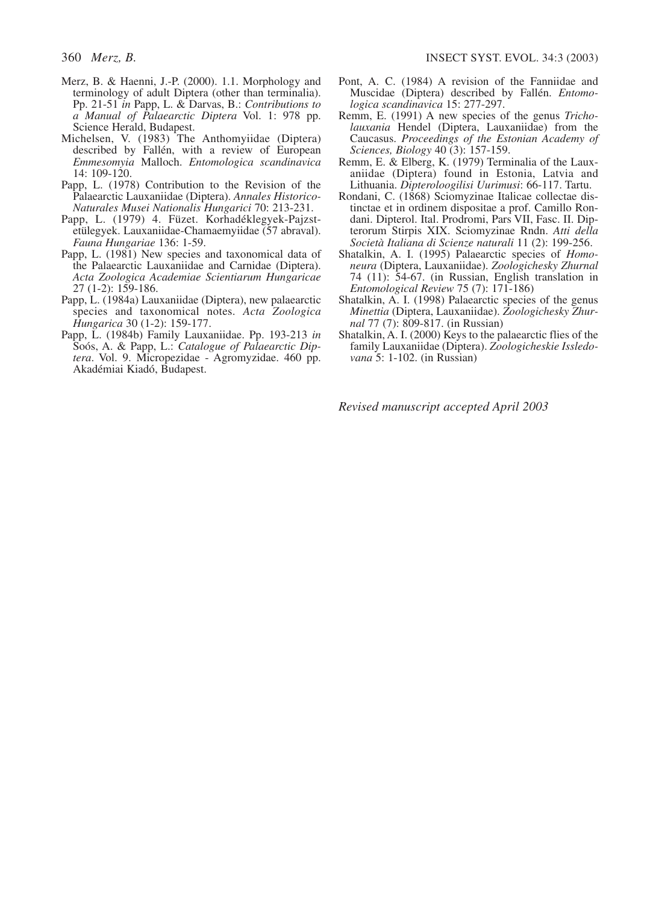Merz, B. & Haenni, J.-P. (2000). 1.1. Morphology and terminology of adult Diptera (other than terminalia). Pp. 21-51 *in* Papp, L. & Darvas, B.: *Contributions to a Manual of Palaearctic Diptera* Vol. 1: 978 pp. Science Herald, Budapest.

Michelsen, V. (1983) The Anthomyiidae (Diptera) described by Fallén, with a review of European *Emmesomyia* Malloch. *Entomologica scandinavica* 14: 109-120.

Papp, L. (1978) Contribution to the Revision of the Palaearctic Lauxaniidae (Diptera). *Annales Historico-Naturales Musei Nationalis Hungarici* 70: 213-231.

Papp, L. (1979) 4. Füzet. Korhadéklegyek-Pajzstetülegyek. Lauxaniidae-Chamaemyiidae (57 abraval). *Fauna Hungariae* 136: 1-59.

Papp, L. (1981) New species and taxonomical data of the Palaearctic Lauxaniidae and Carnidae (Diptera). *Acta Zoologica Academiae Scientiarum Hungaricae* 27 (1-2): 159-186.

Papp, L. (1984a) Lauxaniidae (Diptera), new palaearctic species and taxonomical notes. *Acta Zoologica Hungarica* 30 (1-2): 159-177.

Papp, L. (1984b) Family Lauxaniidae. Pp. 193-213 *in* Soós, A. & Papp, L.: *Catalogue of Palaearctic Diptera*. Vol. 9. Micropezidae - Agromyzidae. 460 pp. Akadémiai Kiadó, Budapest.

Pont, A. C. (1984) A revision of the Fanniidae and Muscidae (Diptera) described by Fallén. *Entomologica scandinavica* 15: 277-297.

Remm, E. (1991) A new species of the genus *Tricholauxania* Hendel (Diptera, Lauxaniidae) from the Caucasus. *Proceedings of the Estonian Academy of Sciences, Biology* 40 (3): 157-159.

Remm, E. & Elberg, K. (1979) Terminalia of the Lauxaniidae (Diptera) found in Estonia, Latvia and Lithuania. *Dipteroloogilisi Uurimusi*: 66-117. Tartu.

Rondani, C. (1868) Sciomyzinae Italicae collectae distinctae et in ordinem dispositae a prof. Camillo Rondani. Dipterol. Ital. Prodromi, Pars VII, Fasc. II. Dipterorum Stirpis XIX. Sciomyzinae Rndn. *Atti della Società Italiana di Scienze naturali* 11 (2): 199-256.

Shatalkin, A. I. (1995) Palaearctic species of *Homoneura* (Diptera, Lauxaniidae). *Zoologichesky Zhurnal* 74 (11): 54-67. (in Russian, English translation in *Entomological Review* 75 (7): 171-186)

Shatalkin, A. I. (1998) Palaearctic species of the genus *Minettia* (Diptera, Lauxaniidae). *Zoologichesky Zhurnal* 77 (7): 809-817. (in Russian)

Shatalkin, A. I. (2000) Keys to the palaearctic flies of the family Lauxaniidae (Diptera). *Zoologicheskie Issledovana* 5: 1-102. (in Russian)

*Revised manuscript accepted April 2003*